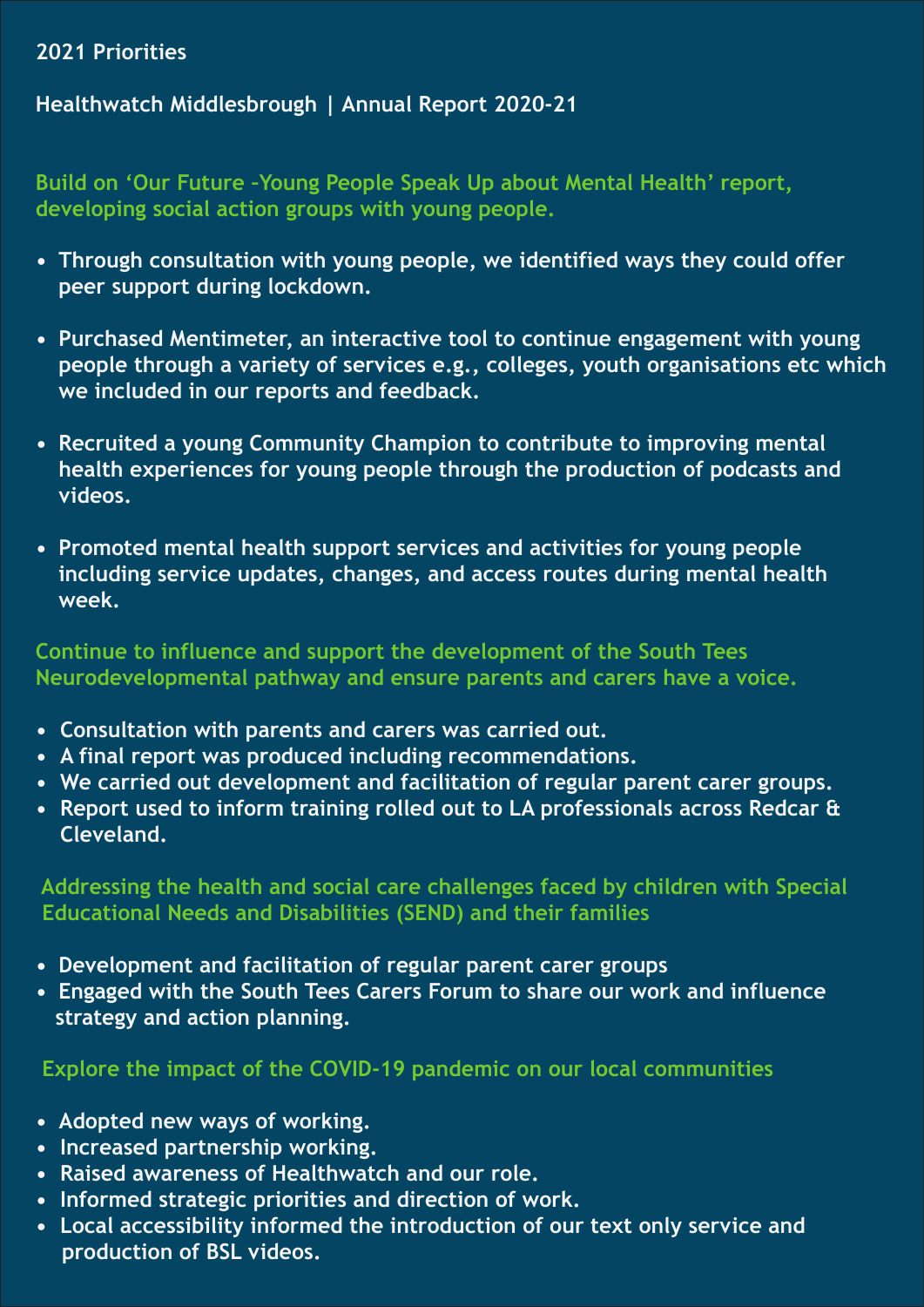# 2021 Priorities

Healthwatch Middlesbrough | Annual Report 2020-21

### Build on ‘Our Future -Young People Speak Up about Mental Health’ report, developing social action groups with young people.

- Through consultation with young people, we identified ways they could offer peer support during lockdown.
- Purchased Mentimeter, an interactive tool to continue engagement with young people through a variety of services e.g., colleges, youth organisations etc which we included in our reports and feedback.
- Recruited a young Community Champion to contribute to improving mental health experiences for young people through the production of podcasts and videos.
- Promoted mental health support services and activities for young people including service updates, changes, and access routes during mental health week.

### Continue to influence and support the development of the South Tees Neurodevelopmental pathway and ensure parents and carers have a voice.

- Consultation with parents and carers was carried out.
- A final report was produced including recommendations.
- We carried out development and facilitation of regular parent carer groups.
- Report used to inform training rolled out to LA professionals across Redcar & Cleveland.

### Addressing the health and social care challenges faced by children with Special Educational Needs and Disabilities (SEND) and their families

- Development and facilitation of regular parent carer groups
- Engaged with the South Tees Carers Forum to share our work and influence strategy and action planning.

### Explore the impact of the COVID-19 pandemic on our local communities

- Adopted new ways of working.
- Increased partnership working.
- Raised awareness of Healthwatch and our role.
- Informed strategic priorities and direction of work.
- Local accessibility informed the introduction of our text only service and production of BSL videos.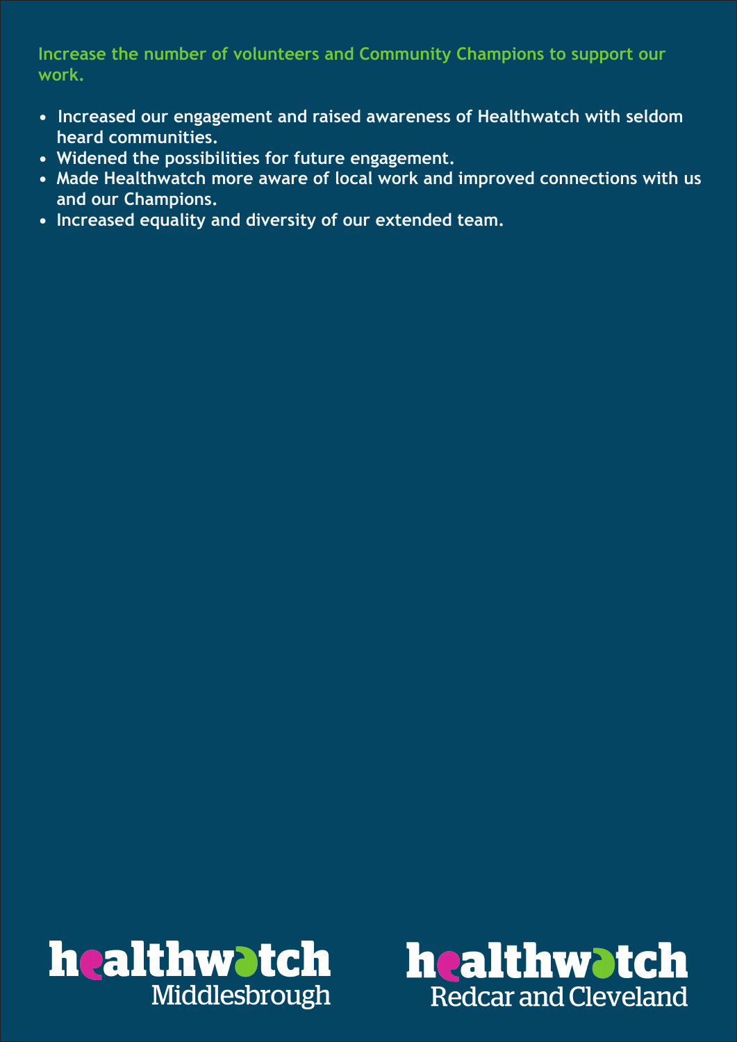Increase the number of volunteers and Community Champions to support our work.

- Increased our engagement and raised awareness of Healthwatch with seldom heard communities.
- Widened the possibilities for future engagement.
- Made Healthwatch more aware of local work and improved connections with us and our Champions.
- Increased equality and diversity of our extended team.

healthwatch Middlesbrough

healthwatch Redcar and Cleveland